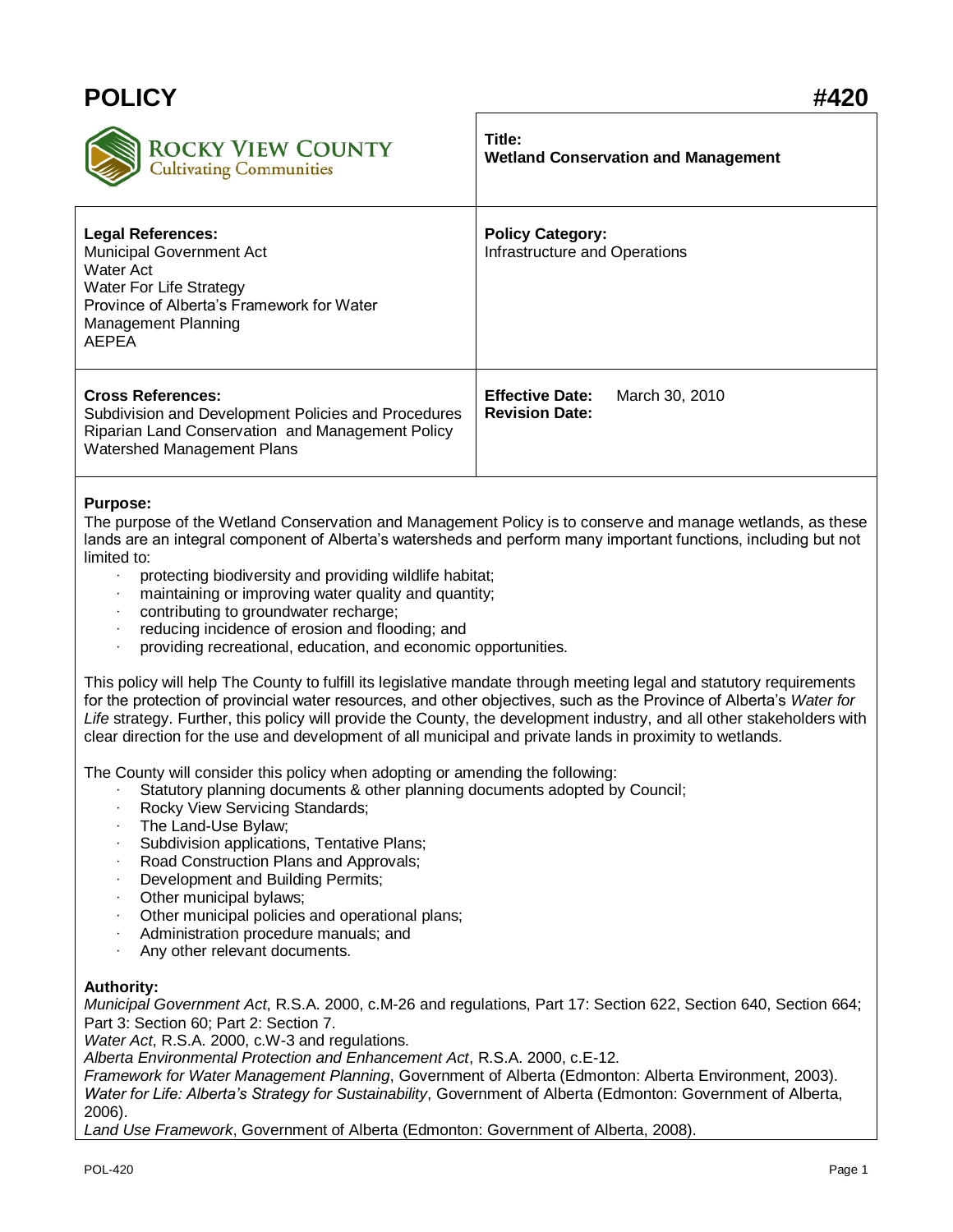# POLICY #420

| ROCKY VIEW COUNTY Cultivating Communities | **Title:** **Wetland Conservation and Management** |
|---|---|
| **Legal References:** Municipal Government Act Water Act Water For Life Strategy Province of Alberta's Framework for Water Management Planning AEPEA | **Policy Category:** Infrastructure and Operations |
| **Cross References:** Subdivision and Development Policies and Procedures Riparian Land Conservation and Management Policy Watershed Management Plans | **Effective Date:** March 30, 2010 **Revision Date:** |

**Purpose:**

The purpose of the Wetland Conservation and Management Policy is to conserve and manage wetlands, as these lands are an integral component of Alberta's watersheds and perform many important functions, including but not limited to:

- protecting biodiversity and providing wildlife habitat;
- maintaining or improving water quality and quantity;
- contributing to groundwater recharge;
- reducing incidence of erosion and flooding; and
- providing recreational, education, and economic opportunities.

This policy will help The County to fulfill its legislative mandate through meeting legal and statutory requirements for the protection of provincial water resources, and other objectives, such as the Province of Alberta's *Water for Life* strategy. Further, this policy will provide the County, the development industry, and all other stakeholders with clear direction for the use and development of all municipal and private lands in proximity to wetlands.

The County will consider this policy when adopting or amending the following:

- Statutory planning documents & other planning documents adopted by Council;
- Rocky View Servicing Standards;
- The Land-Use Bylaw;
- Subdivision applications, Tentative Plans;
- Road Construction Plans and Approvals;
- Development and Building Permits;
- Other municipal bylaws;
- Other municipal policies and operational plans;
- Administration procedure manuals; and
- Any other relevant documents.

**Authority:**

*Municipal Government Act*, R.S.A. 2000, c.M-26 and regulations, Part 17: Section 622, Section 640, Section 664; Part 3: Section 60; Part 2: Section 7.

*Water Act*, R.S.A. 2000, c.W-3 and regulations.

*Alberta Environmental Protection and Enhancement Act*, R.S.A. 2000, c.E-12.

*Framework for Water Management Planning*, Government of Alberta (Edmonton: Alberta Environment, 2003).

*Water for Life: Alberta's Strategy for Sustainability*, Government of Alberta (Edmonton: Government of Alberta, 2006).

*Land Use Framework*, Government of Alberta (Edmonton: Government of Alberta, 2008).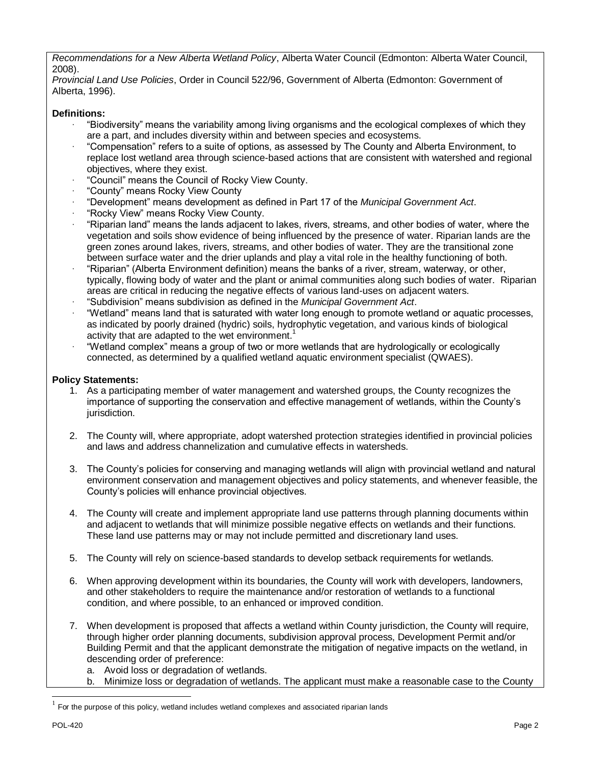*Recommendations for a New Alberta Wetland Policy*, Alberta Water Council (Edmonton: Alberta Water Council, 2008).

*Provincial Land Use Policies*, Order in Council 522/96, Government of Alberta (Edmonton: Government of Alberta, 1996).

**Definitions:**

- "Biodiversity" means the variability among living organisms and the ecological complexes of which they are a part, and includes diversity within and between species and ecosystems.
- "Compensation" refers to a suite of options, as assessed by The County and Alberta Environment, to replace lost wetland area through science-based actions that are consistent with watershed and regional objectives, where they exist.
- "Council" means the Council of Rocky View County.
- "County" means Rocky View County
- "Development" means development as defined in Part 17 of the *Municipal Government Act*.
- "Rocky View" means Rocky View County.
- "Riparian land" means the lands adjacent to lakes, rivers, streams, and other bodies of water, where the vegetation and soils show evidence of being influenced by the presence of water. Riparian lands are the green zones around lakes, rivers, streams, and other bodies of water. They are the transitional zone between surface water and the drier uplands and play a vital role in the healthy functioning of both.
- "Riparian" (Alberta Environment definition) means the banks of a river, stream, waterway, or other, typically, flowing body of water and the plant or animal communities along such bodies of water. Riparian areas are critical in reducing the negative effects of various land-uses on adjacent waters.
- "Subdivision" means subdivision as defined in the *Municipal Government Act*.
- "Wetland" means land that is saturated with water long enough to promote wetland or aquatic processes, as indicated by poorly drained (hydric) soils, hydrophytic vegetation, and various kinds of biological activity that are adapted to the wet environment.[1]
- "Wetland complex" means a group of two or more wetlands that are hydrologically or ecologically connected, as determined by a qualified wetland aquatic environment specialist (QWAES).

**Policy Statements:**

1. As a participating member of water management and watershed groups, the County recognizes the importance of supporting the conservation and effective management of wetlands, within the County's jurisdiction.

2. The County will, where appropriate, adopt watershed protection strategies identified in provincial policies and laws and address channelization and cumulative effects in watersheds.

3. The County's policies for conserving and managing wetlands will align with provincial wetland and natural environment conservation and management objectives and policy statements, and whenever feasible, the County's policies will enhance provincial objectives.

4. The County will create and implement appropriate land use patterns through planning documents within and adjacent to wetlands that will minimize possible negative effects on wetlands and their functions. These land use patterns may or may not include permitted and discretionary land uses.

5. The County will rely on science-based standards to develop setback requirements for wetlands.

6. When approving development within its boundaries, the County will work with developers, landowners, and other stakeholders to require the maintenance and/or restoration of wetlands to a functional condition, and where possible, to an enhanced or improved condition.

7. When development is proposed that affects a wetland within County jurisdiction, the County will require, through higher order planning documents, subdivision approval process, Development Permit and/or Building Permit and that the applicant demonstrate the mitigation of negative impacts on the wetland, in descending order of preference:
   a. Avoid loss or degradation of wetlands.
   b. Minimize loss or degradation of wetlands. The applicant must make a reasonable case to the County

[1] For the purpose of this policy, wetland includes wetland complexes and associated riparian lands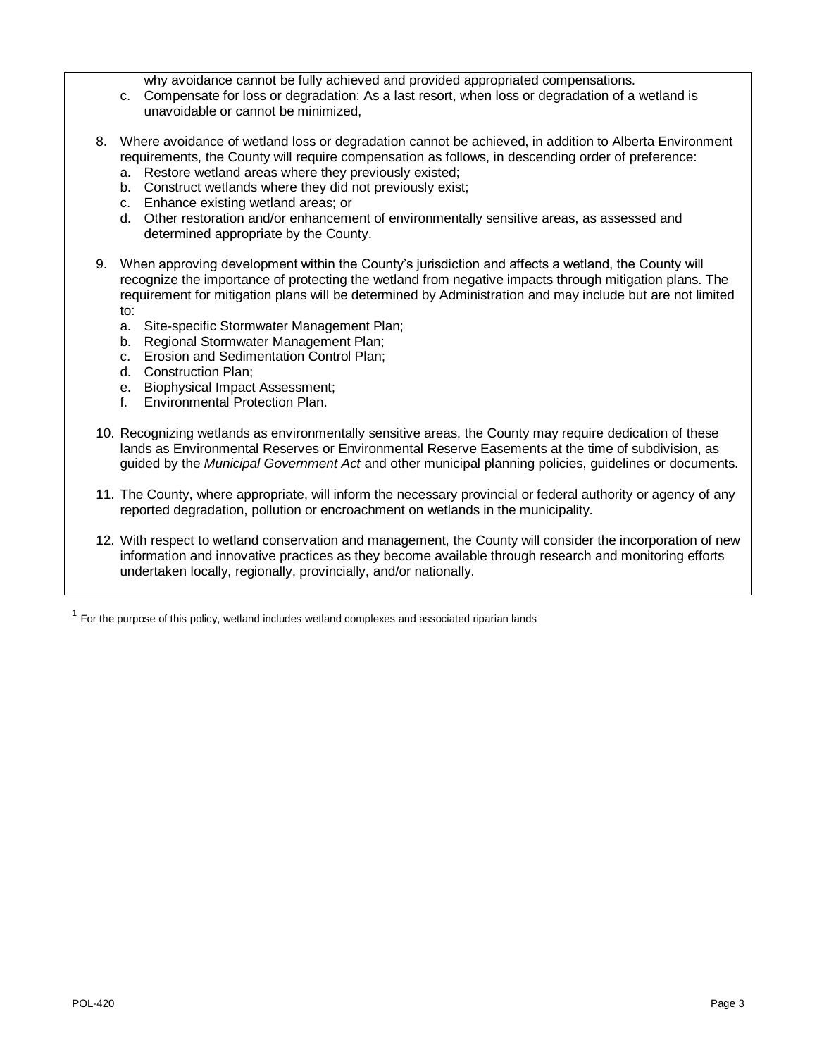why avoidance cannot be fully achieved and provided appropriated compensations.

c. Compensate for loss or degradation: As a last resort, when loss or degradation of a wetland is unavoidable or cannot be minimized,

8. Where avoidance of wetland loss or degradation cannot be achieved, in addition to Alberta Environment requirements, the County will require compensation as follows, in descending order of preference:
   a. Restore wetland areas where they previously existed;
   b. Construct wetlands where they did not previously exist;
   c. Enhance existing wetland areas; or
   d. Other restoration and/or enhancement of environmentally sensitive areas, as assessed and determined appropriate by the County.

9. When approving development within the County's jurisdiction and affects a wetland, the County will recognize the importance of protecting the wetland from negative impacts through mitigation plans. The requirement for mitigation plans will be determined by Administration and may include but are not limited to:
   a. Site-specific Stormwater Management Plan;
   b. Regional Stormwater Management Plan;
   c. Erosion and Sedimentation Control Plan;
   d. Construction Plan;
   e. Biophysical Impact Assessment;
   f. Environmental Protection Plan.

10. Recognizing wetlands as environmentally sensitive areas, the County may require dedication of these lands as Environmental Reserves or Environmental Reserve Easements at the time of subdivision, as guided by the *Municipal Government Act* and other municipal planning policies, guidelines or documents.

11. The County, where appropriate, will inform the necessary provincial or federal authority or agency of any reported degradation, pollution or encroachment on wetlands in the municipality.

12. With respect to wetland conservation and management, the County will consider the incorporation of new information and innovative practices as they become available through research and monitoring efforts undertaken locally, regionally, provincially, and/or nationally.

[1] For the purpose of this policy, wetland includes wetland complexes and associated riparian lands